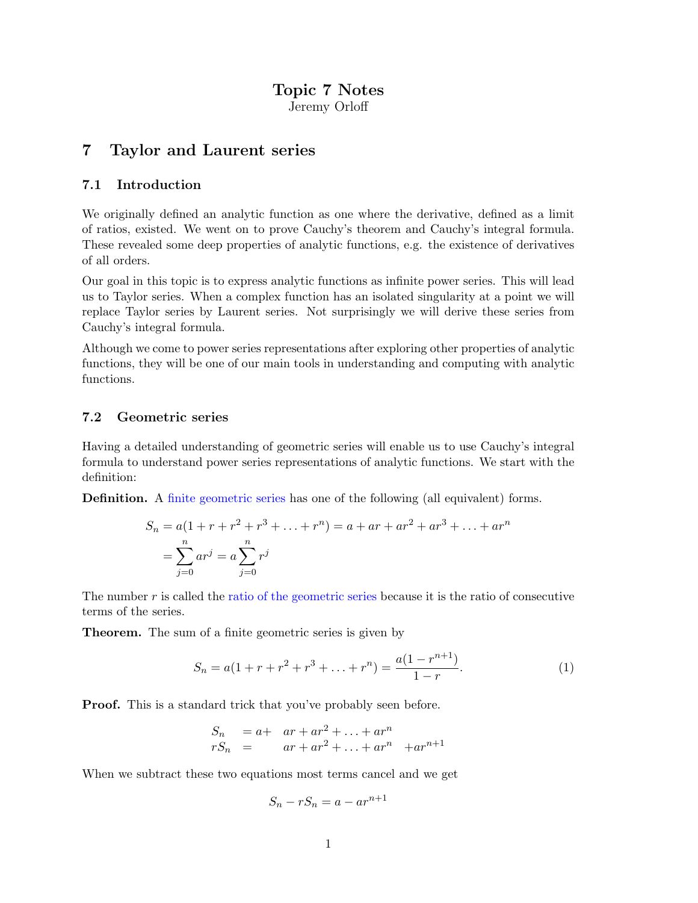# Topic 7 Notes

Jeremy Orloff

## 7 Taylor and Laurent series

### 7.1 Introduction

We originally defined an analytic function as one where the derivative, defined as a limit of ratios, existed. We went on to prove Cauchy's theorem and Cauchy's integral formula. These revealed some deep properties of analytic functions, e.g. the existence of derivatives of all orders.

Our goal in this topic is to express analytic functions as infinite power series. This will lead us to Taylor series. When a complex function has an isolated singularity at a point we will replace Taylor series by Laurent series. Not surprisingly we will derive these series from Cauchy's integral formula.

Although we come to power series representations after exploring other properties of analytic functions, they will be one of our main tools in understanding and computing with analytic functions.

### 7.2 Geometric series

Having a detailed understanding of geometric series will enable us to use Cauchy's integral formula to understand power series representations of analytic functions. We start with the definition:

**Definition.** A finite geometric series has one of the following (all equivalent) forms.

$$\begin{aligned} S_n &= a(1 + r + r^2 + r^3 + \ldots + r^n) = a + ar + ar^2 + ar^3 + \ldots + ar^n \\ &= \sum_{j=0}^{n} ar^j = a\sum_{j=0}^{n} r^j \end{aligned}$$

The number $r$ is called the ratio of the geometric series because it is the ratio of consecutive terms of the series.

**Theorem.** The sum of a finite geometric series is given by

$$S_n = a(1 + r + r^2 + r^3 + \ldots + r^n) = \frac{a(1 - r^{n+1})}{1 - r}. \tag{1}$$

**Proof.** This is a standard trick that you've probably seen before.

$$\begin{aligned} S_n &= a + ar + ar^2 + \ldots + ar^n \\ rS_n &= \phantom{a +{}} ar + ar^2 + \ldots + ar^n + ar^{n+1} \end{aligned}$$

When we subtract these two equations most terms cancel and we get

$$S_n - rS_n = a - ar^{n+1}$$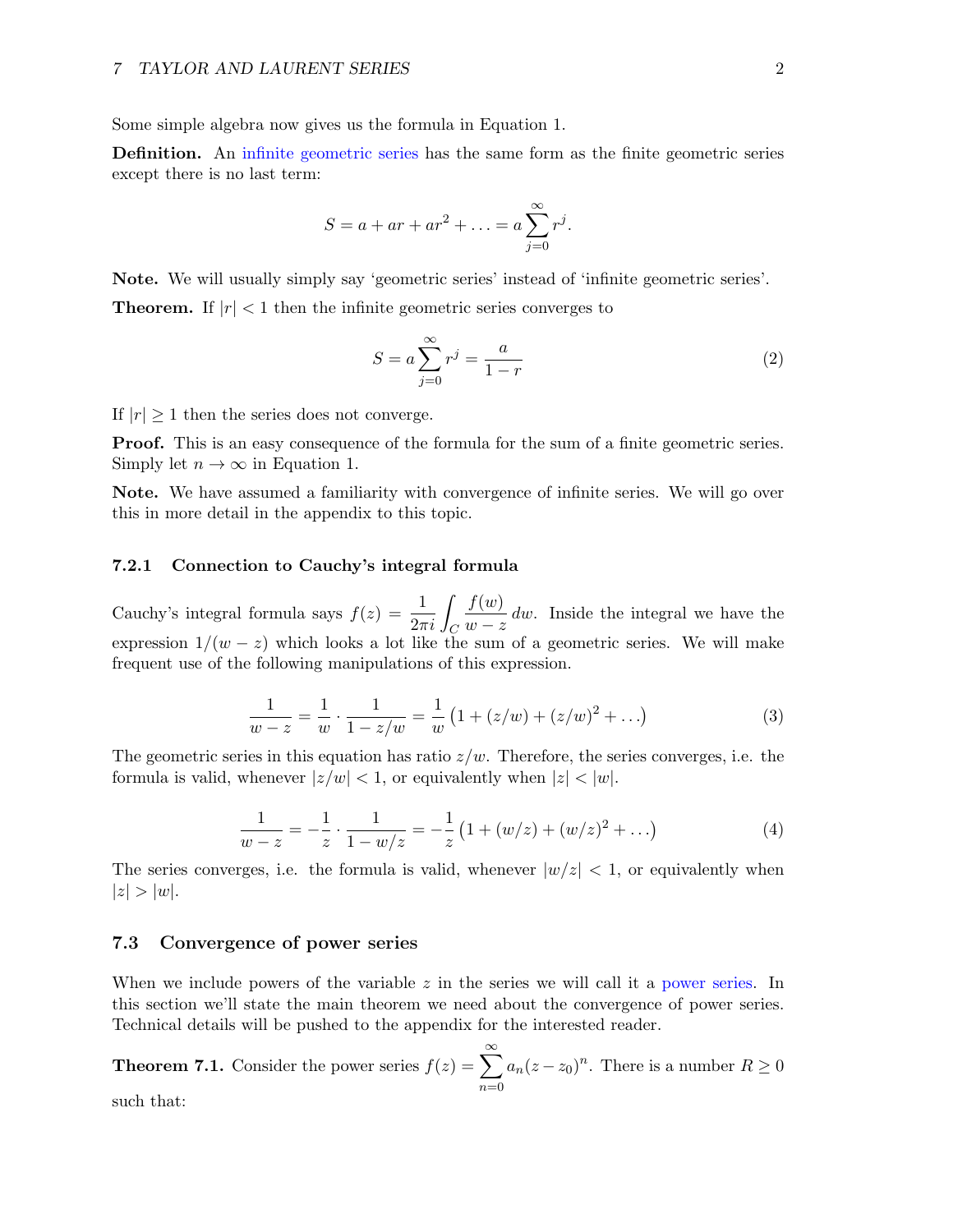Some simple algebra now gives us the formula in Equation 1.

**Definition.** An infinite geometric series has the same form as the finite geometric series except there is no last term:

$$S = a + ar + ar^2 + \ldots = a\sum_{j=0}^{\infty} r^j.$$

**Note.** We will usually simply say 'geometric series' instead of 'infinite geometric series'.

**Theorem.** If $|r| < 1$ then the infinite geometric series converges to

$$S = a\sum_{j=0}^{\infty} r^j = \frac{a}{1-r} \tag{2}$$

If $|r| \geq 1$ then the series does not converge.

**Proof.** This is an easy consequence of the formula for the sum of a finite geometric series. Simply let $n \to \infty$ in Equation 1.

**Note.** We have assumed a familiarity with convergence of infinite series. We will go over this in more detail in the appendix to this topic.

### 7.2.1 Connection to Cauchy's integral formula

Cauchy's integral formula says $f(z) = \dfrac{1}{2\pi i}\displaystyle\int_C \frac{f(w)}{w-z}\,dw$. Inside the integral we have the expression $1/(w-z)$ which looks a lot like the sum of a geometric series. We will make frequent use of the following manipulations of this expression.

$$\frac{1}{w-z} = \frac{1}{w}\cdot\frac{1}{1-z/w} = \frac{1}{w}\left(1 + (z/w) + (z/w)^2 + \ldots\right) \tag{3}$$

The geometric series in this equation has ratio $z/w$. Therefore, the series converges, i.e. the formula is valid, whenever $|z/w| < 1$, or equivalently when $|z| < |w|$.

$$\frac{1}{w-z} = -\frac{1}{z}\cdot\frac{1}{1-w/z} = -\frac{1}{z}\left(1 + (w/z) + (w/z)^2 + \ldots\right) \tag{4}$$

The series converges, i.e. the formula is valid, whenever $|w/z| < 1$, or equivalently when $|z| > |w|$.

## 7.3 Convergence of power series

When we include powers of the variable $z$ in the series we will call it a power series. In this section we'll state the main theorem we need about the convergence of power series. Technical details will be pushed to the appendix for the interested reader.

**Theorem 7.1.** Consider the power series $f(z) = \displaystyle\sum_{n=0}^{\infty} a_n(z-z_0)^n$. There is a number $R \geq 0$ such that: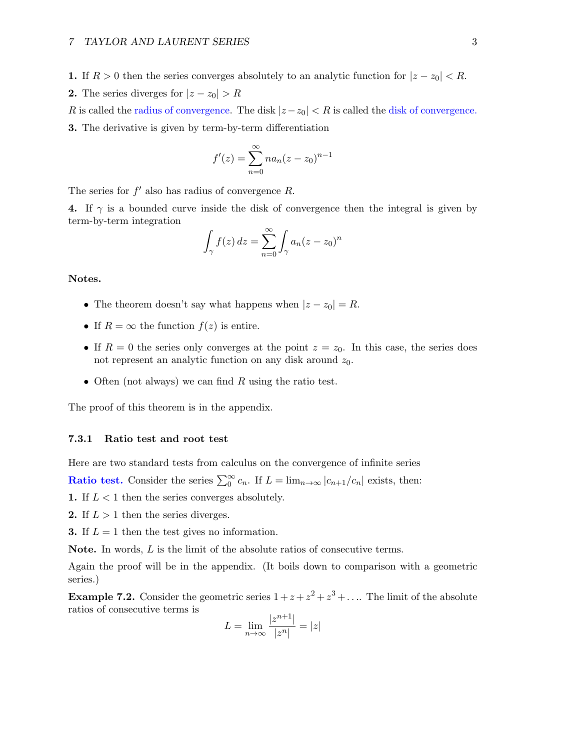**1.** If $R > 0$ then the series converges absolutely to an analytic function for $|z - z_0| < R$.

**2.** The series diverges for $|z - z_0| > R$

$R$ is called the radius of convergence. The disk $|z - z_0| < R$ is called the disk of convergence.

**3.** The derivative is given by term-by-term differentiation

$$f'(z) = \sum_{n=0}^{\infty} n a_n (z - z_0)^{n-1}$$

The series for $f'$ also has radius of convergence $R$.

**4.** If $\gamma$ is a bounded curve inside the disk of convergence then the integral is given by term-by-term integration

$$\int_{\gamma} f(z)\, dz = \sum_{n=0}^{\infty} \int_{\gamma} a_n (z - z_0)^n$$

**Notes.**

- The theorem doesn't say what happens when $|z - z_0| = R$.
- If $R = \infty$ the function $f(z)$ is entire.
- If $R = 0$ the series only converges at the point $z = z_0$. In this case, the series does not represent an analytic function on any disk around $z_0$.
- Often (not always) we can find $R$ using the ratio test.

The proof of this theorem is in the appendix.

### 7.3.1 Ratio test and root test

Here are two standard tests from calculus on the convergence of infinite series

**Ratio test.** Consider the series $\sum_0^{\infty} c_n$. If $L = \lim_{n\to\infty} |c_{n+1}/c_n|$ exists, then:

**1.** If $L < 1$ then the series converges absolutely.

**2.** If $L > 1$ then the series diverges.

**3.** If $L = 1$ then the test gives no information.

**Note.** In words, $L$ is the limit of the absolute ratios of consecutive terms.

Again the proof will be in the appendix. (It boils down to comparison with a geometric series.)

**Example 7.2.** Consider the geometric series $1 + z + z^2 + z^3 + \ldots$. The limit of the absolute ratios of consecutive terms is

$$L = \lim_{n\to\infty} \frac{|z^{n+1}|}{|z^n|} = |z|$$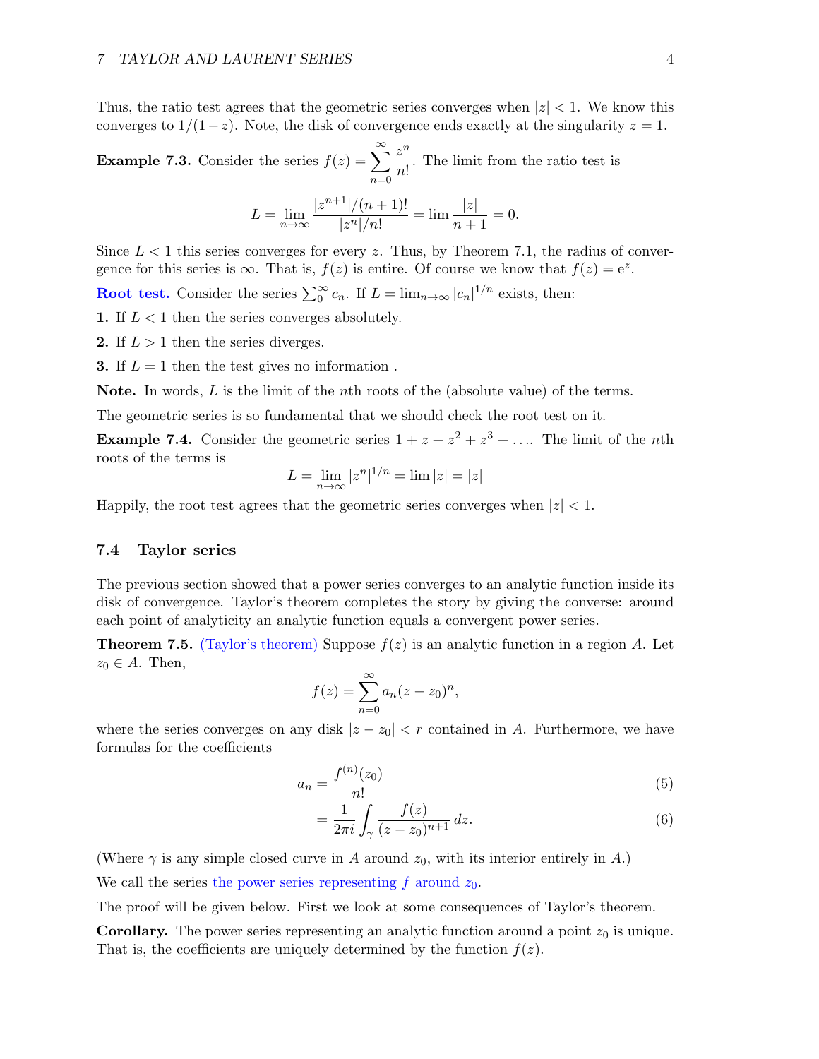Thus, the ratio test agrees that the geometric series converges when $|z| < 1$. We know this converges to $1/(1-z)$. Note, the disk of convergence ends exactly at the singularity $z = 1$.

**Example 7.3.** Consider the series $f(z) = \sum_{n=0}^{\infty} \frac{z^n}{n!}$. The limit from the ratio test is

$$L = \lim_{n\to\infty} \frac{|z^{n+1}|/(n+1)!}{|z^n|/n!} = \lim \frac{|z|}{n+1} = 0.$$

Since $L < 1$ this series converges for every $z$. Thus, by Theorem 7.1, the radius of convergence for this series is $\infty$. That is, $f(z)$ is entire. Of course we know that $f(z) = e^z$.

**Root test.** Consider the series $\sum_0^{\infty} c_n$. If $L = \lim_{n\to\infty} |c_n|^{1/n}$ exists, then:

**1.** If $L < 1$ then the series converges absolutely.

**2.** If $L > 1$ then the series diverges.

**3.** If $L = 1$ then the test gives no information .

**Note.** In words, $L$ is the limit of the $n$th roots of the (absolute value) of the terms.

The geometric series is so fundamental that we should check the root test on it.

**Example 7.4.** Consider the geometric series $1 + z + z^2 + z^3 + \ldots$. The limit of the $n$th roots of the terms is

$$L = \lim_{n\to\infty} |z^n|^{1/n} = \lim |z| = |z|$$

Happily, the root test agrees that the geometric series converges when $|z| < 1$.

## 7.4 Taylor series

The previous section showed that a power series converges to an analytic function inside its disk of convergence. Taylor's theorem completes the story by giving the converse: around each point of analyticity an analytic function equals a convergent power series.

**Theorem 7.5.** (Taylor's theorem) Suppose $f(z)$ is an analytic function in a region $A$. Let $z_0 \in A$. Then,

$$f(z) = \sum_{n=0}^{\infty} a_n (z - z_0)^n,$$

where the series converges on any disk $|z - z_0| < r$ contained in $A$. Furthermore, we have formulas for the coefficients

$$a_n = \frac{f^{(n)}(z_0)}{n!} \tag{5}$$

$$= \frac{1}{2\pi i} \int_{\gamma} \frac{f(z)}{(z - z_0)^{n+1}}\, dz. \tag{6}$$

(Where $\gamma$ is any simple closed curve in $A$ around $z_0$, with its interior entirely in $A$.)

We call the series the power series representing $f$ around $z_0$.

The proof will be given below. First we look at some consequences of Taylor's theorem.

**Corollary.** The power series representing an analytic function around a point $z_0$ is unique. That is, the coefficients are uniquely determined by the function $f(z)$.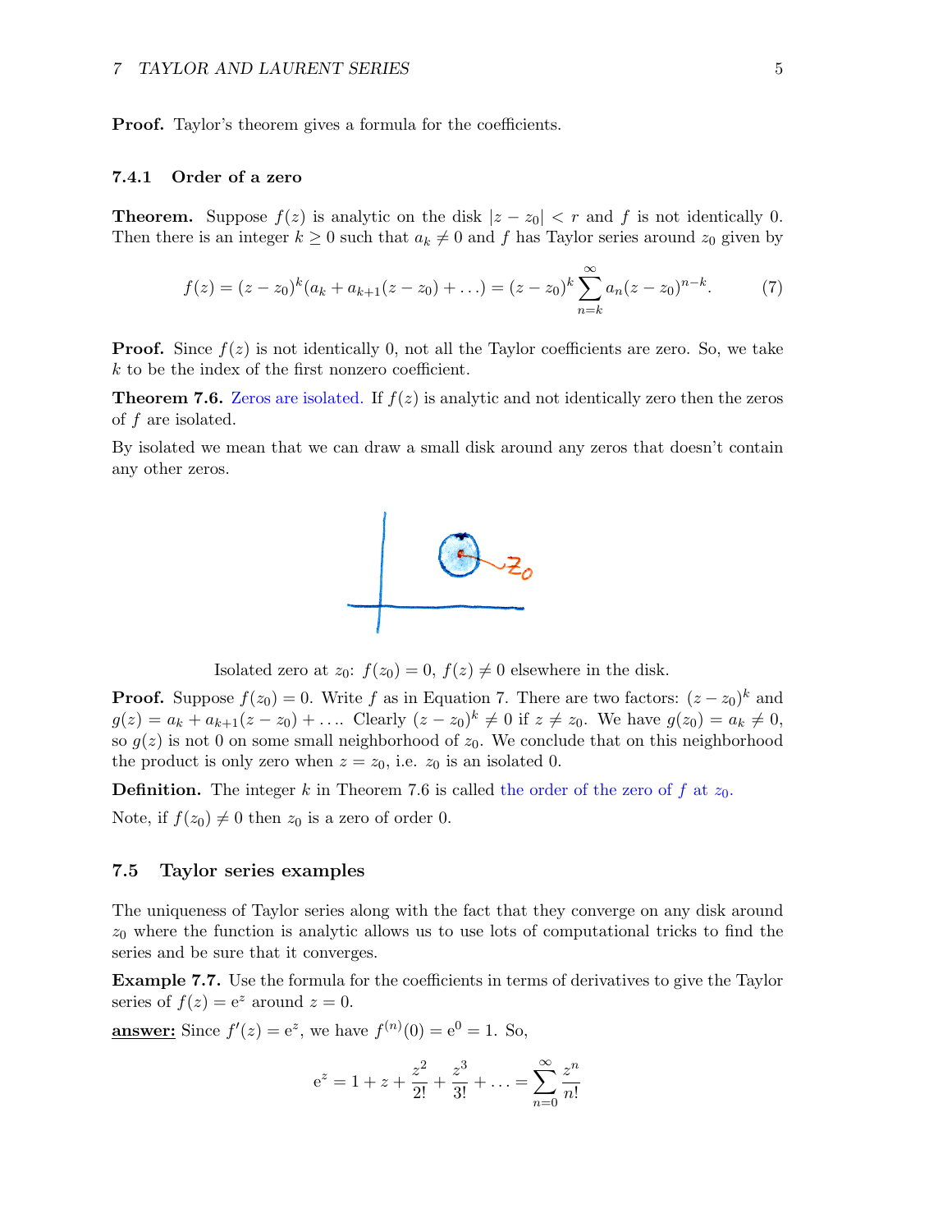**Proof.** Taylor's theorem gives a formula for the coefficients.

### 7.4.1 Order of a zero

**Theorem.** Suppose $f(z)$ is analytic on the disk $|z - z_0| < r$ and $f$ is not identically 0. Then there is an integer $k \geq 0$ such that $a_k \neq 0$ and $f$ has Taylor series around $z_0$ given by

$$f(z) = (z - z_0)^k (a_k + a_{k+1}(z - z_0) + \ldots) = (z - z_0)^k \sum_{n=k}^{\infty} a_n (z - z_0)^{n-k}. \tag{7}$$

**Proof.** Since $f(z)$ is not identically 0, not all the Taylor coefficients are zero. So, we take $k$ to be the index of the first nonzero coefficient.

**Theorem 7.6.** Zeros are isolated. If $f(z)$ is analytic and not identically zero then the zeros of $f$ are isolated.

By isolated we mean that we can draw a small disk around any zeros that doesn't contain any other zeros.

Isolated zero at $z_0$: $f(z_0) = 0$, $f(z) \neq 0$ elsewhere in the disk.

**Proof.** Suppose $f(z_0) = 0$. Write $f$ as in Equation 7. There are two factors: $(z - z_0)^k$ and $g(z) = a_k + a_{k+1}(z - z_0) + \ldots$. Clearly $(z - z_0)^k \neq 0$ if $z \neq z_0$. We have $g(z_0) = a_k \neq 0$, so $g(z)$ is not 0 on some small neighborhood of $z_0$. We conclude that on this neighborhood the product is only zero when $z = z_0$, i.e. $z_0$ is an isolated 0.

**Definition.** The integer $k$ in Theorem 7.6 is called the order of the zero of $f$ at $z_0$.

Note, if $f(z_0) \neq 0$ then $z_0$ is a zero of order 0.

## 7.5 Taylor series examples

The uniqueness of Taylor series along with the fact that they converge on any disk around $z_0$ where the function is analytic allows us to use lots of computational tricks to find the series and be sure that it converges.

**Example 7.7.** Use the formula for the coefficients in terms of derivatives to give the Taylor series of $f(z) = e^z$ around $z = 0$.

**answer:** Since $f'(z) = e^z$, we have $f^{(n)}(0) = e^0 = 1$. So,

$$e^z = 1 + z + \frac{z^2}{2!} + \frac{z^3}{3!} + \ldots = \sum_{n=0}^{\infty} \frac{z^n}{n!}$$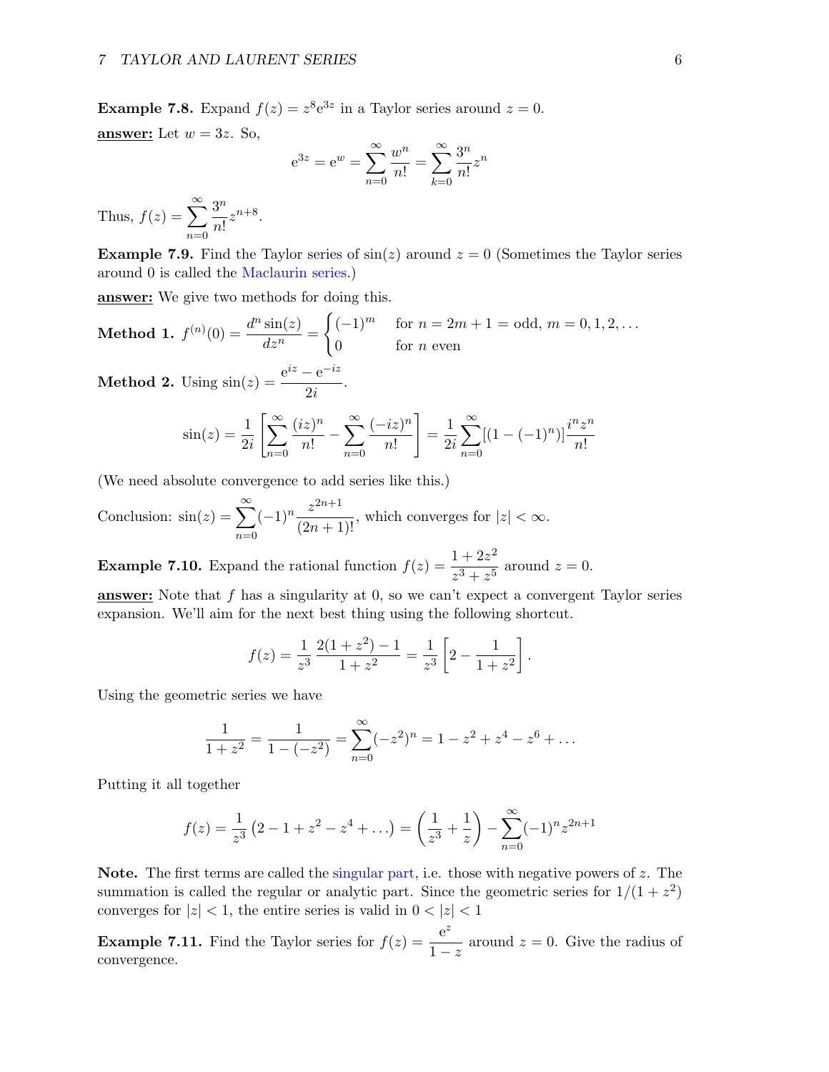**Example 7.8.** Expand $f(z) = z^8 e^{3z}$ in a Taylor series around $z = 0$.

**answer:** Let $w = 3z$. So,

$$e^{3z} = e^w = \sum_{n=0}^{\infty} \frac{w^n}{n!} = \sum_{k=0}^{\infty} \frac{3^n}{n!} z^n$$

Thus, $f(z) = \displaystyle\sum_{n=0}^{\infty} \frac{3^n}{n!} z^{n+8}$.

**Example 7.9.** Find the Taylor series of $\sin(z)$ around $z = 0$ (Sometimes the Taylor series around 0 is called the Maclaurin series.)

**answer:** We give two methods for doing this.

**Method 1.** $f^{(n)}(0) = \dfrac{d^n \sin(z)}{dz^n} = \begin{cases} (-1)^m & \text{for } n = 2m+1 = \text{odd}, \; m = 0, 1, 2, \ldots \\ 0 & \text{for } n \text{ even} \end{cases}$

**Method 2.** Using $\sin(z) = \dfrac{e^{iz} - e^{-iz}}{2i}$.

$$\sin(z) = \frac{1}{2i}\left[\sum_{n=0}^{\infty} \frac{(iz)^n}{n!} - \sum_{n=0}^{\infty} \frac{(-iz)^n}{n!}\right] = \frac{1}{2i}\sum_{n=0}^{\infty}[(1 - (-1)^n)]\frac{i^n z^n}{n!}$$

(We need absolute convergence to add series like this.)

Conclusion: $\sin(z) = \displaystyle\sum_{n=0}^{\infty} (-1)^n \frac{z^{2n+1}}{(2n+1)!}$, which converges for $|z| < \infty$.

**Example 7.10.** Expand the rational function $f(z) = \dfrac{1 + 2z^2}{z^3 + z^5}$ around $z = 0$.

**answer:** Note that $f$ has a singularity at 0, so we can't expect a convergent Taylor series expansion. We'll aim for the next best thing using the following shortcut.

$$f(z) = \frac{1}{z^3}\frac{2(1+z^2) - 1}{1+z^2} = \frac{1}{z^3}\left[2 - \frac{1}{1+z^2}\right].$$

Using the geometric series we have

$$\frac{1}{1+z^2} = \frac{1}{1-(-z^2)} = \sum_{n=0}^{\infty}(-z^2)^n = 1 - z^2 + z^4 - z^6 + \ldots$$

Putting it all together

$$f(z) = \frac{1}{z^3}\left(2 - 1 + z^2 - z^4 + \ldots\right) = \left(\frac{1}{z^3} + \frac{1}{z}\right) - \sum_{n=0}^{\infty}(-1)^n z^{2n+1}$$

**Note.** The first terms are called the singular part, i.e. those with negative powers of $z$. The summation is called the regular or analytic part. Since the geometric series for $1/(1+z^2)$ converges for $|z| < 1$, the entire series is valid in $0 < |z| < 1$

**Example 7.11.** Find the Taylor series for $f(z) = \dfrac{e^z}{1-z}$ around $z = 0$. Give the radius of convergence.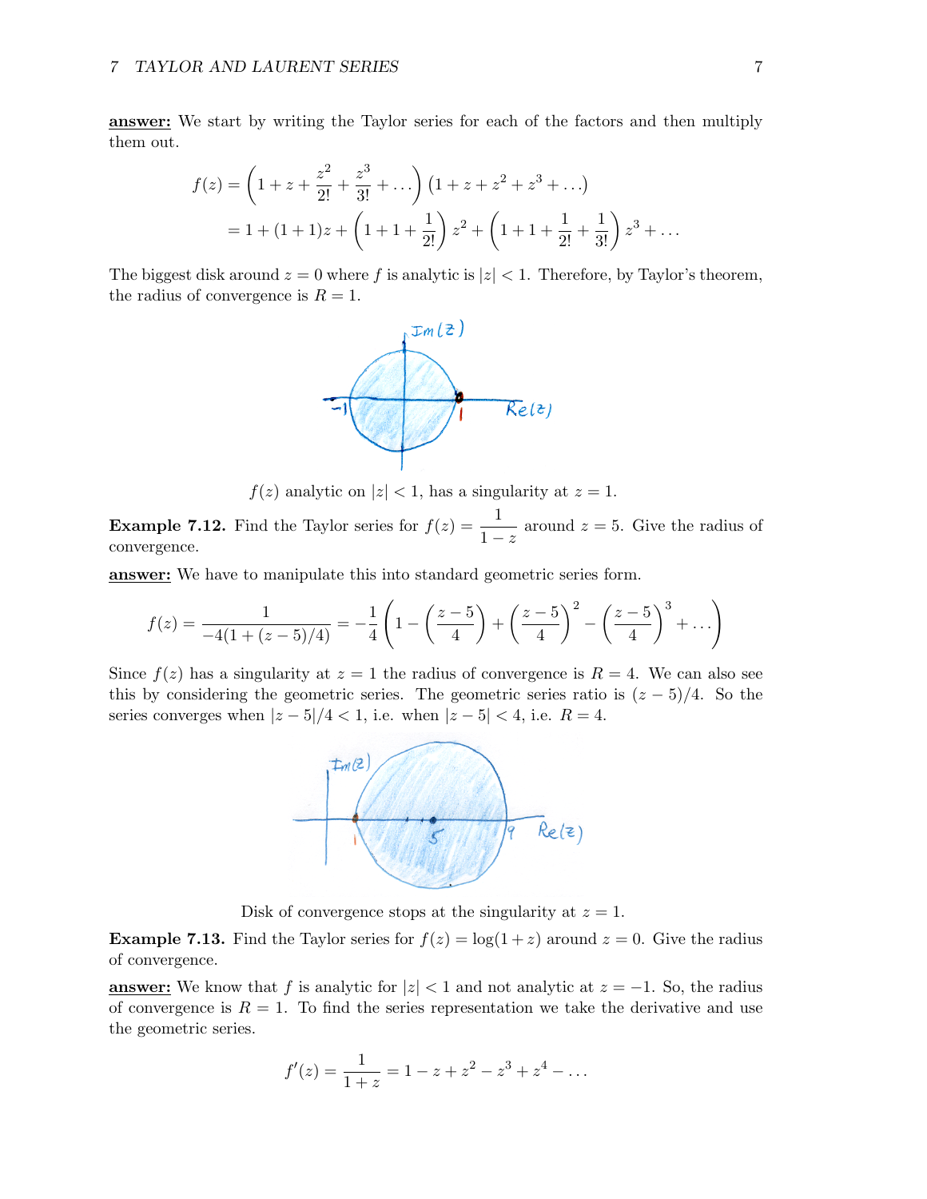**answer:** We start by writing the Taylor series for each of the factors and then multiply them out.

$$
\begin{aligned}
f(z) &= \left(1 + z + \frac{z^2}{2!} + \frac{z^3}{3!} + \ldots\right)(1 + z + z^2 + z^3 + \ldots) \\
&= 1 + (1+1)z + \left(1 + 1 + \frac{1}{2!}\right)z^2 + \left(1 + 1 + \frac{1}{2!} + \frac{1}{3!}\right)z^3 + \ldots
\end{aligned}
$$

The biggest disk around $z = 0$ where $f$ is analytic is $|z| < 1$. Therefore, by Taylor's theorem, the radius of convergence is $R = 1$.

$f(z)$ analytic on $|z| < 1$, has a singularity at $z = 1$.

**Example 7.12.** Find the Taylor series for $f(z) = \dfrac{1}{1-z}$ around $z = 5$. Give the radius of convergence.

**answer:** We have to manipulate this into standard geometric series form.

$$
f(z) = \frac{1}{-4(1 + (z-5)/4)} = -\frac{1}{4}\left(1 - \left(\frac{z-5}{4}\right) + \left(\frac{z-5}{4}\right)^2 - \left(\frac{z-5}{4}\right)^3 + \ldots\right)
$$

Since $f(z)$ has a singularity at $z = 1$ the radius of convergence is $R = 4$. We can also see this by considering the geometric series. The geometric series ratio is $(z-5)/4$. So the series converges when $|z-5|/4 < 1$, i.e. when $|z-5| < 4$, i.e. $R = 4$.

Disk of convergence stops at the singularity at $z = 1$.

**Example 7.13.** Find the Taylor series for $f(z) = \log(1+z)$ around $z = 0$. Give the radius of convergence.

**answer:** We know that $f$ is analytic for $|z| < 1$ and not analytic at $z = -1$. So, the radius of convergence is $R = 1$. To find the series representation we take the derivative and use the geometric series.

$$
f'(z) = \frac{1}{1+z} = 1 - z + z^2 - z^3 + z^4 - \ldots
$$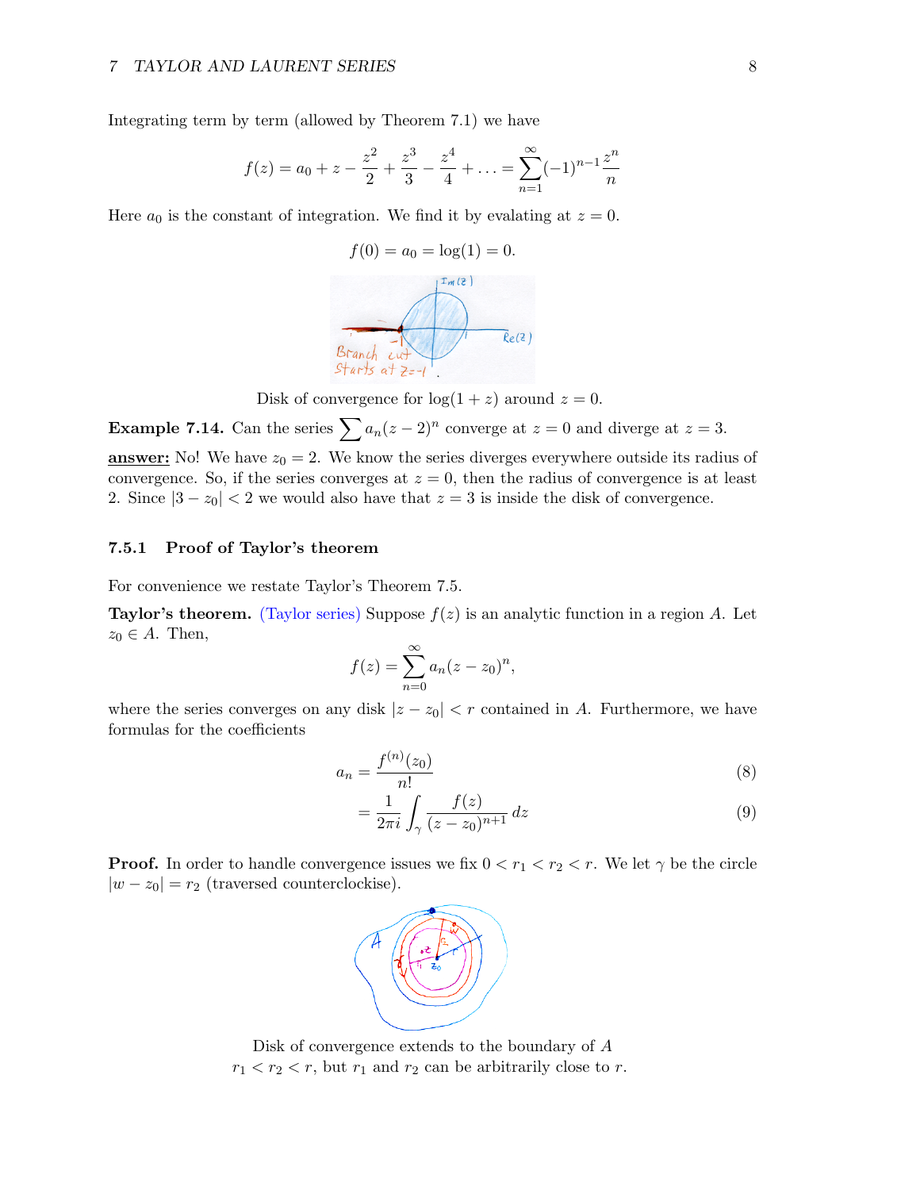Integrating term by term (allowed by Theorem 7.1) we have

$$f(z) = a_0 + z - \frac{z^2}{2} + \frac{z^3}{3} - \frac{z^4}{4} + \ldots = \sum_{n=1}^{\infty} (-1)^{n-1} \frac{z^n}{n}$$

Here $a_0$ is the constant of integration. We find it by evalating at $z = 0$.

$$f(0) = a_0 = \log(1) = 0.$$

Disk of convergence for $\log(1 + z)$ around $z = 0$.

**Example 7.14.** Can the series $\sum a_n(z-2)^n$ converge at $z = 0$ and diverge at $z = 3$.

**answer:** No! We have $z_0 = 2$. We know the series diverges everywhere outside its radius of convergence. So, if the series converges at $z = 0$, then the radius of convergence is at least 2. Since $|3 - z_0| < 2$ we would also have that $z = 3$ is inside the disk of convergence.

### 7.5.1 Proof of Taylor's theorem

For convenience we restate Taylor's Theorem 7.5.

**Taylor's theorem.** (Taylor series) Suppose $f(z)$ is an analytic function in a region $A$. Let $z_0 \in A$. Then,

$$f(z) = \sum_{n=0}^{\infty} a_n (z - z_0)^n,$$

where the series converges on any disk $|z - z_0| < r$ contained in $A$. Furthermore, we have formulas for the coefficients

$$a_n = \frac{f^{(n)}(z_0)}{n!} \tag{8}$$

$$= \frac{1}{2\pi i} \int_\gamma \frac{f(z)}{(z - z_0)^{n+1}} \, dz \tag{9}$$

**Proof.** In order to handle convergence issues we fix $0 < r_1 < r_2 < r$. We let $\gamma$ be the circle $|w - z_0| = r_2$ (traversed counterclockise).

Disk of convergence extends to the boundary of $A$
$r_1 < r_2 < r$, but $r_1$ and $r_2$ can be arbitrarily close to $r$.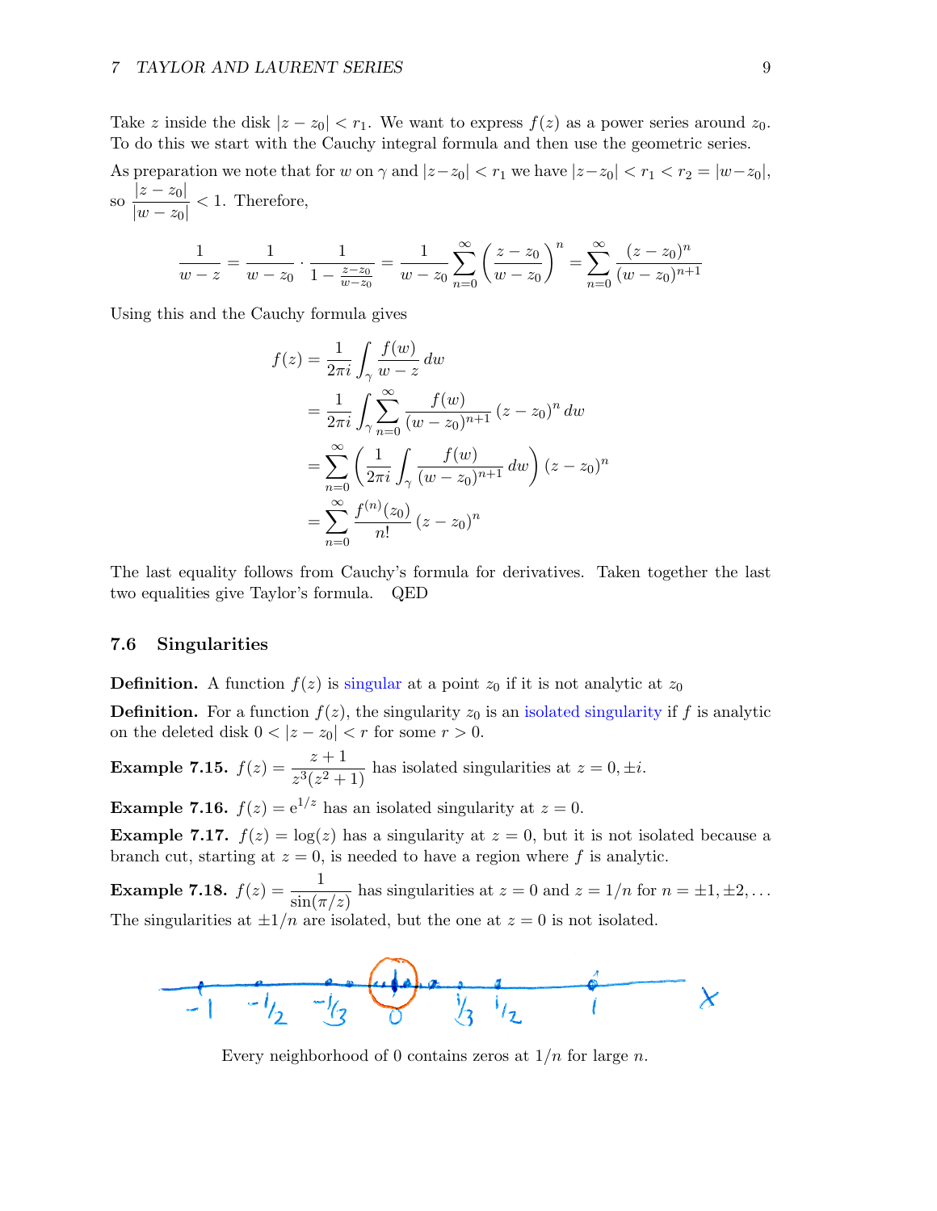Take $z$ inside the disk $|z - z_0| < r_1$. We want to express $f(z)$ as a power series around $z_0$. To do this we start with the Cauchy integral formula and then use the geometric series.

As preparation we note that for $w$ on $\gamma$ and $|z - z_0| < r_1$ we have $|z - z_0| < r_1 < r_2 = |w - z_0|$, so $\dfrac{|z - z_0|}{|w - z_0|} < 1$. Therefore,

$$\frac{1}{w-z} = \frac{1}{w-z_0} \cdot \frac{1}{1 - \frac{z-z_0}{w-z_0}} = \frac{1}{w-z_0} \sum_{n=0}^{\infty} \left( \frac{z-z_0}{w-z_0} \right)^n = \sum_{n=0}^{\infty} \frac{(z-z_0)^n}{(w-z_0)^{n+1}}$$

Using this and the Cauchy formula gives

$$\begin{aligned}
f(z) &= \frac{1}{2\pi i} \int_\gamma \frac{f(w)}{w-z}\, dw \\
&= \frac{1}{2\pi i} \int_\gamma \sum_{n=0}^{\infty} \frac{f(w)}{(w-z_0)^{n+1}} (z-z_0)^n \, dw \\
&= \sum_{n=0}^{\infty} \left( \frac{1}{2\pi i} \int_\gamma \frac{f(w)}{(w-z_0)^{n+1}} \, dw \right) (z-z_0)^n \\
&= \sum_{n=0}^{\infty} \frac{f^{(n)}(z_0)}{n!} (z-z_0)^n
\end{aligned}$$

The last equality follows from Cauchy's formula for derivatives. Taken together the last two equalities give Taylor's formula. QED

## 7.6 Singularities

**Definition.** A function $f(z)$ is singular at a point $z_0$ if it is not analytic at $z_0$

**Definition.** For a function $f(z)$, the singularity $z_0$ is an isolated singularity if $f$ is analytic on the deleted disk $0 < |z - z_0| < r$ for some $r > 0$.

**Example 7.15.** $f(z) = \dfrac{z+1}{z^3(z^2+1)}$ has isolated singularities at $z = 0, \pm i$.

**Example 7.16.** $f(z) = e^{1/z}$ has an isolated singularity at $z = 0$.

**Example 7.17.** $f(z) = \log(z)$ has a singularity at $z = 0$, but it is not isolated because a branch cut, starting at $z = 0$, is needed to have a region where $f$ is analytic.

**Example 7.18.** $f(z) = \dfrac{1}{\sin(\pi/z)}$ has singularities at $z = 0$ and $z = 1/n$ for $n = \pm 1, \pm 2, \ldots$ The singularities at $\pm 1/n$ are isolated, but the one at $z = 0$ is not isolated.

Every neighborhood of 0 contains zeros at $1/n$ for large $n$.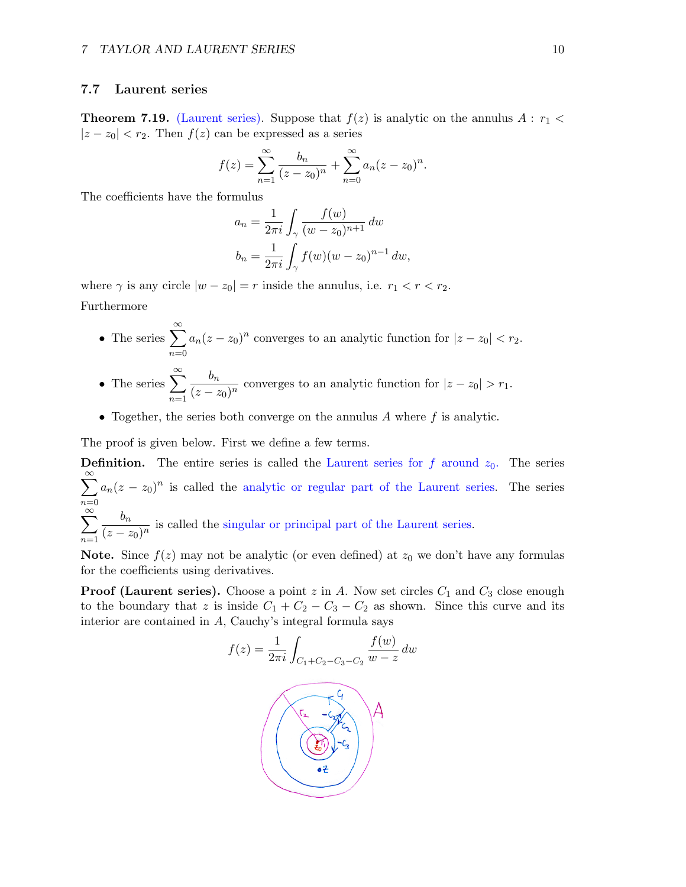## 7.7 Laurent series

**Theorem 7.19.** Laurent series. Suppose that $f(z)$ is analytic on the annulus $A : r_1 < |z - z_0| < r_2$. Then $f(z)$ can be expressed as a series

$$f(z) = \sum_{n=1}^{\infty} \frac{b_n}{(z - z_0)^n} + \sum_{n=0}^{\infty} a_n (z - z_0)^n.$$

The coefficients have the formulus

$$a_n = \frac{1}{2\pi i} \int_{\gamma} \frac{f(w)}{(w - z_0)^{n+1}} \, dw$$

$$b_n = \frac{1}{2\pi i} \int_{\gamma} f(w)(w - z_0)^{n-1} \, dw,$$

where $\gamma$ is any circle $|w - z_0| = r$ inside the annulus, i.e. $r_1 < r < r_2$.

Furthermore

- The series $\sum_{n=0}^{\infty} a_n (z - z_0)^n$ converges to an analytic function for $|z - z_0| < r_2$.
- The series $\sum_{n=1}^{\infty} \frac{b_n}{(z - z_0)^n}$ converges to an analytic function for $|z - z_0| > r_1$.
- Together, the series both converge on the annulus $A$ where $f$ is analytic.

The proof is given below. First we define a few terms.

**Definition.** The entire series is called the Laurent series for $f$ around $z_0$. The series $\sum_{n=0}^{\infty} a_n (z - z_0)^n$ is called the analytic or regular part of the Laurent series. The series $\sum_{n=1}^{\infty} \frac{b_n}{(z - z_0)^n}$ is called the singular or principal part of the Laurent series.

**Note.** Since $f(z)$ may not be analytic (or even defined) at $z_0$ we don't have any formulas for the coefficients using derivatives.

**Proof (Laurent series).** Choose a point $z$ in $A$. Now set circles $C_1$ and $C_3$ close enough to the boundary that $z$ is inside $C_1 + C_2 - C_3 - C_2$ as shown. Since this curve and its interior are contained in $A$, Cauchy's integral formula says

$$f(z) = \frac{1}{2\pi i} \int_{C_1 + C_2 - C_3 - C_2} \frac{f(w)}{w - z} \, dw$$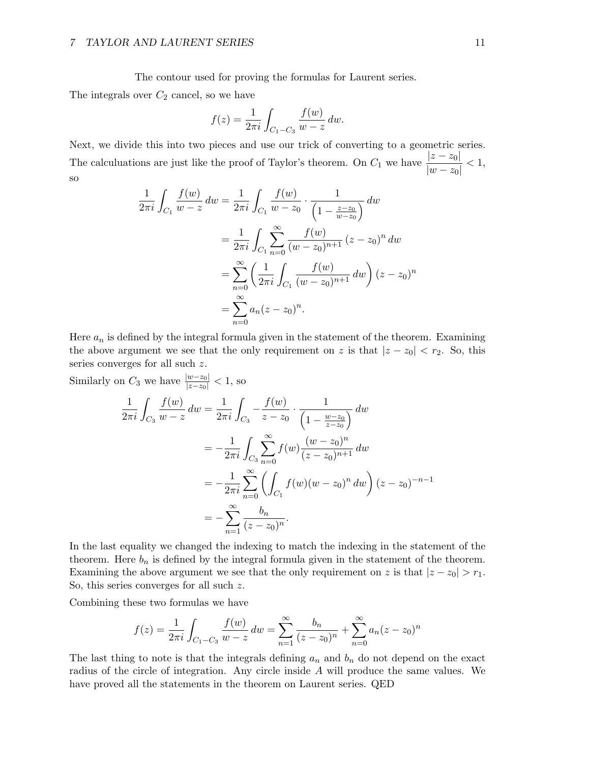The contour used for proving the formulas for Laurent series.

The integrals over $C_2$ cancel, so we have

$$f(z) = \frac{1}{2\pi i}\int_{C_1 - C_3} \frac{f(w)}{w - z}\, dw.$$

Next, we divide this into two pieces and use our trick of converting to a geometric series. The calculuations are just like the proof of Taylor's theorem. On $C_1$ we have $\dfrac{|z - z_0|}{|w - z_0|} < 1$, so

$$\begin{aligned}
\frac{1}{2\pi i}\int_{C_1} \frac{f(w)}{w - z}\, dw &= \frac{1}{2\pi i}\int_{C_1} \frac{f(w)}{w - z_0} \cdot \frac{1}{\left(1 - \frac{z - z_0}{w - z_0}\right)}\, dw \\
&= \frac{1}{2\pi i}\int_{C_1} \sum_{n=0}^{\infty} \frac{f(w)}{(w - z_0)^{n+1}}\,(z - z_0)^n\, dw \\
&= \sum_{n=0}^{\infty} \left( \frac{1}{2\pi i}\int_{C_1} \frac{f(w)}{(w - z_0)^{n+1}}\, dw \right)(z - z_0)^n \\
&= \sum_{n=0}^{\infty} a_n (z - z_0)^n.
\end{aligned}$$

Here $a_n$ is defined by the integral formula given in the statement of the theorem. Examining the above argument we see that the only requirement on $z$ is that $|z - z_0| < r_2$. So, this series converges for all such $z$.

Similarly on $C_3$ we have $\frac{|w - z_0|}{|z - z_0|} < 1$, so

$$\begin{aligned}
\frac{1}{2\pi i}\int_{C_3} \frac{f(w)}{w - z}\, dw &= \frac{1}{2\pi i}\int_{C_3} -\frac{f(w)}{z - z_0} \cdot \frac{1}{\left(1 - \frac{w - z_0}{z - z_0}\right)}\, dw \\
&= -\frac{1}{2\pi i}\int_{C_3} \sum_{n=0}^{\infty} f(w)\frac{(w - z_0)^n}{(z - z_0)^{n+1}}\, dw \\
&= -\frac{1}{2\pi i}\sum_{n=0}^{\infty} \left( \int_{C_1} f(w)(w - z_0)^n\, dw \right)(z - z_0)^{-n-1} \\
&= -\sum_{n=1}^{\infty} \frac{b_n}{(z - z_0)^n}.
\end{aligned}$$

In the last equality we changed the indexing to match the indexing in the statement of the theorem. Here $b_n$ is defined by the integral formula given in the statement of the theorem. Examining the above argument we see that the only requirement on $z$ is that $|z - z_0| > r_1$. So, this series converges for all such $z$.

Combining these two formulas we have

$$f(z) = \frac{1}{2\pi i}\int_{C_1 - C_3} \frac{f(w)}{w - z}\, dw = \sum_{n=1}^{\infty} \frac{b_n}{(z - z_0)^n} + \sum_{n=0}^{\infty} a_n (z - z_0)^n$$

The last thing to note is that the integrals defining $a_n$ and $b_n$ do not depend on the exact radius of the circle of integration. Any circle inside $A$ will produce the same values. We have proved all the statements in the theorem on Laurent series. QED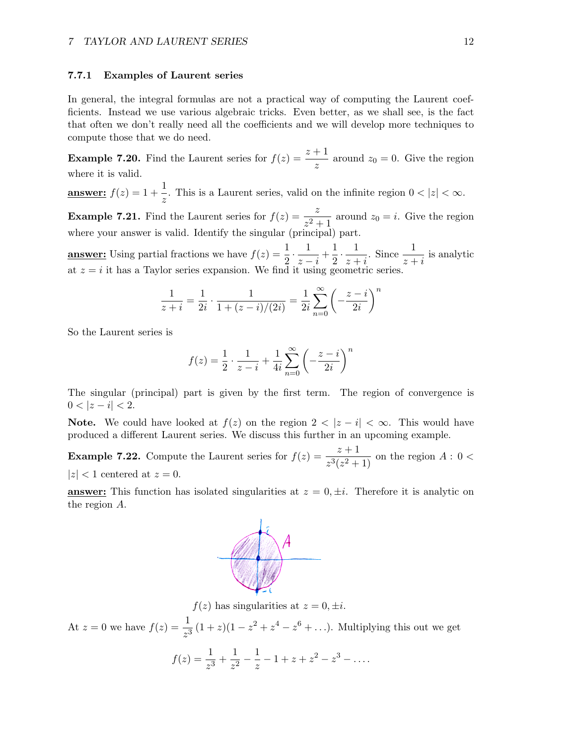### 7.7.1 Examples of Laurent series

In general, the integral formulas are not a practical way of computing the Laurent coefficients. Instead we use various algebraic tricks. Even better, as we shall see, is the fact that often we don't really need all the coefficients and we will develop more techniques to compute those that we do need.

**Example 7.20.** Find the Laurent series for $f(z) = \dfrac{z+1}{z}$ around $z_0 = 0$. Give the region where it is valid.

**answer:** $f(z) = 1 + \dfrac{1}{z}$. This is a Laurent series, valid on the infinite region $0 < |z| < \infty$.

**Example 7.21.** Find the Laurent series for $f(z) = \dfrac{z}{z^2+1}$ around $z_0 = i$. Give the region where your answer is valid. Identify the singular (principal) part.

**answer:** Using partial fractions we have $f(z) = \dfrac{1}{2} \cdot \dfrac{1}{z-i} + \dfrac{1}{2} \cdot \dfrac{1}{z+i}$. Since $\dfrac{1}{z+i}$ is analytic at $z = i$ it has a Taylor series expansion. We find it using geometric series.

$$\frac{1}{z+i} = \frac{1}{2i} \cdot \frac{1}{1 + (z-i)/(2i)} = \frac{1}{2i} \sum_{n=0}^{\infty} \left( -\frac{z-i}{2i} \right)^n$$

So the Laurent series is

$$f(z) = \frac{1}{2} \cdot \frac{1}{z-i} + \frac{1}{4i} \sum_{n=0}^{\infty} \left( -\frac{z-i}{2i} \right)^n$$

The singular (principal) part is given by the first term. The region of convergence is $0 < |z-i| < 2$.

**Note.** We could have looked at $f(z)$ on the region $2 < |z-i| < \infty$. This would have produced a different Laurent series. We discuss this further in an upcoming example.

**Example 7.22.** Compute the Laurent series for $f(z) = \dfrac{z+1}{z^3(z^2+1)}$ on the region $A : 0 < |z| < 1$ centered at $z = 0$.

**answer:** This function has isolated singularities at $z = 0, \pm i$. Therefore it is analytic on the region $A$.

$f(z)$ has singularities at $z = 0, \pm i$.

At $z = 0$ we have $f(z) = \dfrac{1}{z^3}(1+z)(1 - z^2 + z^4 - z^6 + \ldots)$. Multiplying this out we get

$$f(z) = \frac{1}{z^3} + \frac{1}{z^2} - \frac{1}{z} - 1 + z + z^2 - z^3 - \ldots.$$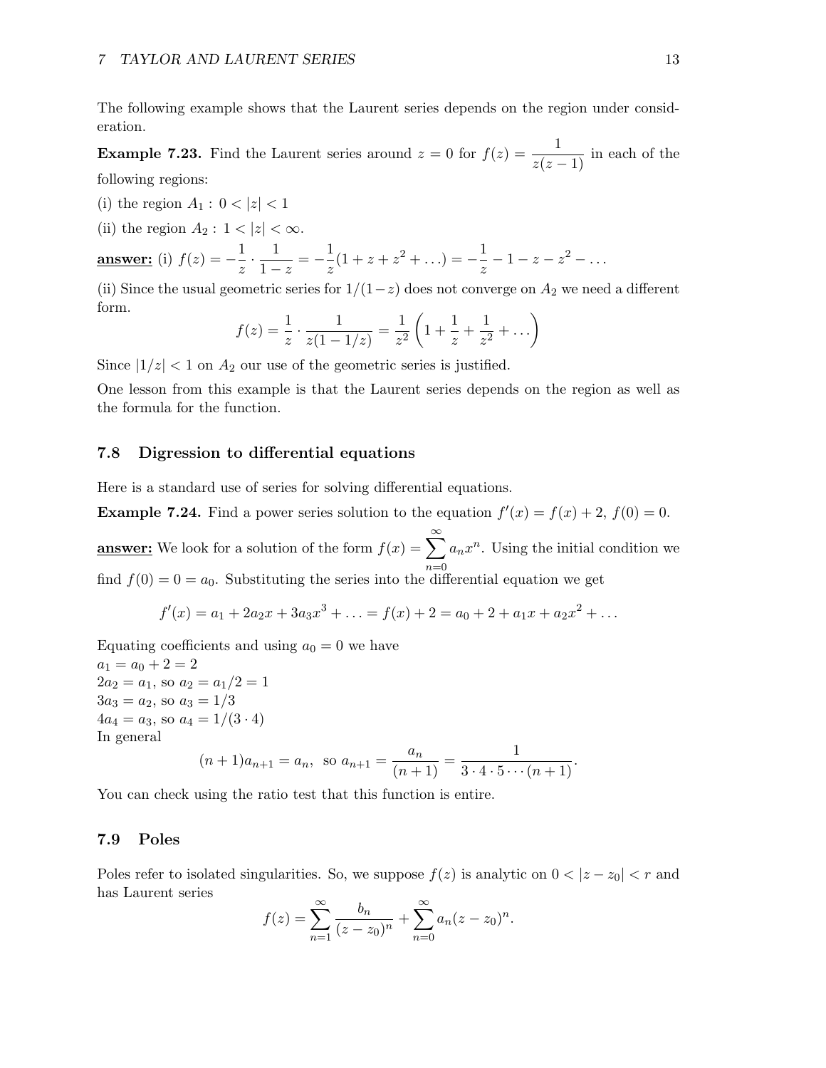The following example shows that the Laurent series depends on the region under consideration.

**Example 7.23.** Find the Laurent series around $z = 0$ for $f(z) = \dfrac{1}{z(z-1)}$ in each of the following regions:

(i) the region $A_1 : 0 < |z| < 1$

(ii) the region $A_2 : 1 < |z| < \infty$.

**answer:** (i) $f(z) = -\dfrac{1}{z} \cdot \dfrac{1}{1-z} = -\dfrac{1}{z}(1 + z + z^2 + \ldots) = -\dfrac{1}{z} - 1 - z - z^2 - \ldots$

(ii) Since the usual geometric series for $1/(1-z)$ does not converge on $A_2$ we need a different form.

$$f(z) = \frac{1}{z} \cdot \frac{1}{z(1 - 1/z)} = \frac{1}{z^2}\left(1 + \frac{1}{z} + \frac{1}{z^2} + \ldots\right)$$

Since $|1/z| < 1$ on $A_2$ our use of the geometric series is justified.

One lesson from this example is that the Laurent series depends on the region as well as the formula for the function.

## 7.8 Digression to differential equations

Here is a standard use of series for solving differential equations.

**Example 7.24.** Find a power series solution to the equation $f'(x) = f(x) + 2$, $f(0) = 0$.

**answer:** We look for a solution of the form $f(x) = \sum_{n=0}^{\infty} a_n x^n$. Using the initial condition we find $f(0) = 0 = a_0$. Substituting the series into the differential equation we get

$$f'(x) = a_1 + 2a_2 x + 3a_3 x^3 + \ldots = f(x) + 2 = a_0 + 2 + a_1 x + a_2 x^2 + \ldots$$

Equating coefficients and using $a_0 = 0$ we have
$a_1 = a_0 + 2 = 2$
$2a_2 = a_1$, so $a_2 = a_1/2 = 1$
$3a_3 = a_2$, so $a_3 = 1/3$
$4a_4 = a_3$, so $a_4 = 1/(3 \cdot 4)$
In general

$$(n+1)a_{n+1} = a_n, \text{ so } a_{n+1} = \frac{a_n}{(n+1)} = \frac{1}{3 \cdot 4 \cdot 5 \cdots (n+1)}.$$

You can check using the ratio test that this function is entire.

## 7.9 Poles

Poles refer to isolated singularities. So, we suppose $f(z)$ is analytic on $0 < |z - z_0| < r$ and has Laurent series

$$f(z) = \sum_{n=1}^{\infty} \frac{b_n}{(z - z_0)^n} + \sum_{n=0}^{\infty} a_n (z - z_0)^n.$$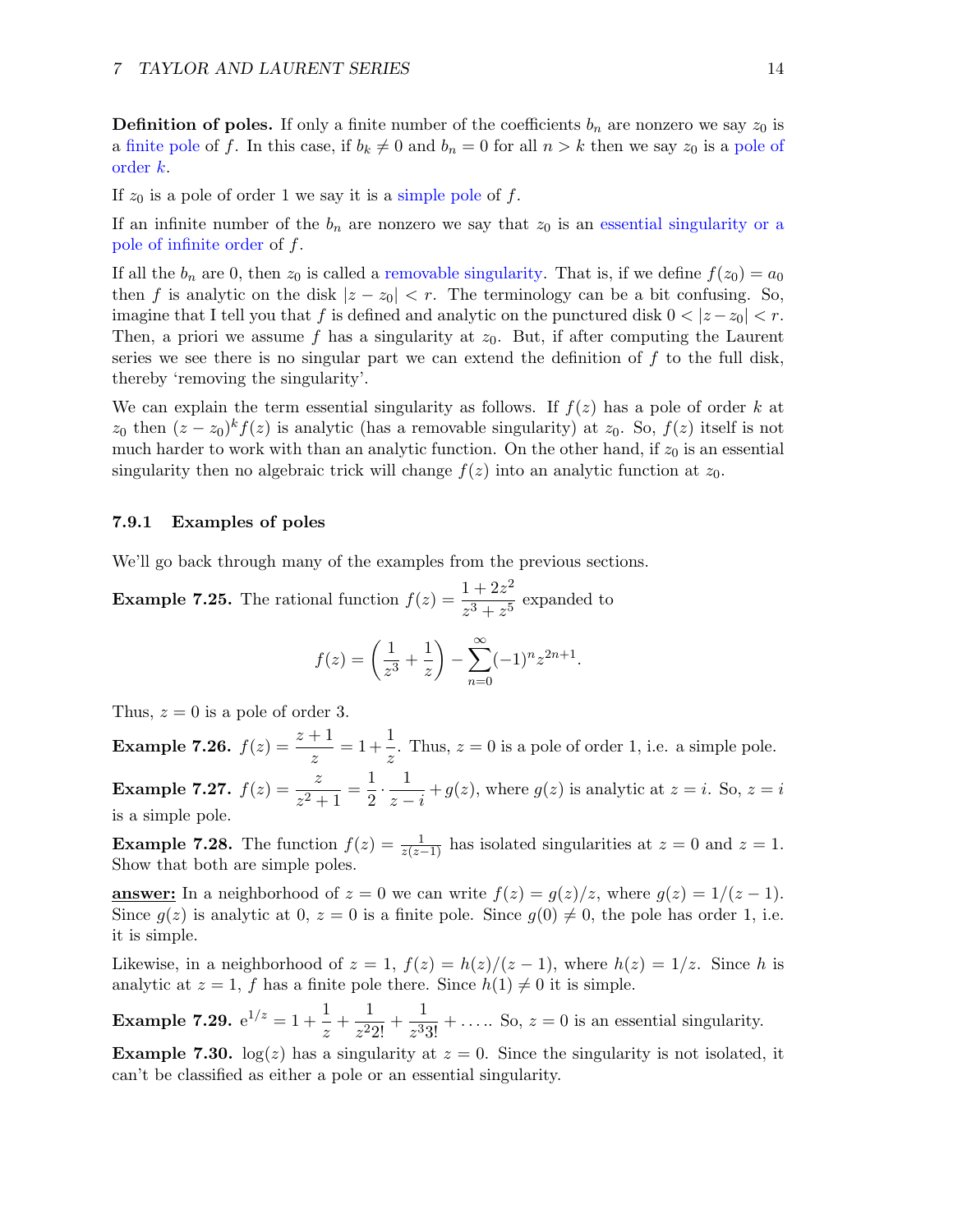**Definition of poles.** If only a finite number of the coefficients $b_n$ are nonzero we say $z_0$ is a finite pole of $f$. In this case, if $b_k \neq 0$ and $b_n = 0$ for all $n > k$ then we say $z_0$ is a pole of order $k$.

If $z_0$ is a pole of order 1 we say it is a simple pole of $f$.

If an infinite number of the $b_n$ are nonzero we say that $z_0$ is an essential singularity or a pole of infinite order of $f$.

If all the $b_n$ are 0, then $z_0$ is called a removable singularity. That is, if we define $f(z_0) = a_0$ then $f$ is analytic on the disk $|z - z_0| < r$. The terminology can be a bit confusing. So, imagine that I tell you that $f$ is defined and analytic on the punctured disk $0 < |z - z_0| < r$. Then, a priori we assume $f$ has a singularity at $z_0$. But, if after computing the Laurent series we see there is no singular part we can extend the definition of $f$ to the full disk, thereby 'removing the singularity'.

We can explain the term essential singularity as follows. If $f(z)$ has a pole of order $k$ at $z_0$ then $(z - z_0)^k f(z)$ is analytic (has a removable singularity) at $z_0$. So, $f(z)$ itself is not much harder to work with than an analytic function. On the other hand, if $z_0$ is an essential singularity then no algebraic trick will change $f(z)$ into an analytic function at $z_0$.

### 7.9.1 Examples of poles

We'll go back through many of the examples from the previous sections.

**Example 7.25.** The rational function $f(z) = \dfrac{1 + 2z^2}{z^3 + z^5}$ expanded to

$$f(z) = \left(\frac{1}{z^3} + \frac{1}{z}\right) - \sum_{n=0}^{\infty} (-1)^n z^{2n+1}.$$

Thus, $z = 0$ is a pole of order 3.

**Example 7.26.** $f(z) = \dfrac{z+1}{z} = 1 + \dfrac{1}{z}$. Thus, $z = 0$ is a pole of order 1, i.e. a simple pole.

**Example 7.27.** $f(z) = \dfrac{z}{z^2 + 1} = \dfrac{1}{2} \cdot \dfrac{1}{z - i} + g(z)$, where $g(z)$ is analytic at $z = i$. So, $z = i$ is a simple pole.

**Example 7.28.** The function $f(z) = \frac{1}{z(z-1)}$ has isolated singularities at $z = 0$ and $z = 1$. Show that both are simple poles.

**answer:** In a neighborhood of $z = 0$ we can write $f(z) = g(z)/z$, where $g(z) = 1/(z - 1)$. Since $g(z)$ is analytic at 0, $z = 0$ is a finite pole. Since $g(0) \neq 0$, the pole has order 1, i.e. it is simple.

Likewise, in a neighborhood of $z = 1$, $f(z) = h(z)/(z - 1)$, where $h(z) = 1/z$. Since $h$ is analytic at $z = 1$, $f$ has a finite pole there. Since $h(1) \neq 0$ it is simple.

**Example 7.29.** $\mathrm{e}^{1/z} = 1 + \dfrac{1}{z} + \dfrac{1}{z^2 2!} + \dfrac{1}{z^3 3!} + \ldots$. So, $z = 0$ is an essential singularity.

**Example 7.30.** $\log(z)$ has a singularity at $z = 0$. Since the singularity is not isolated, it can't be classified as either a pole or an essential singularity.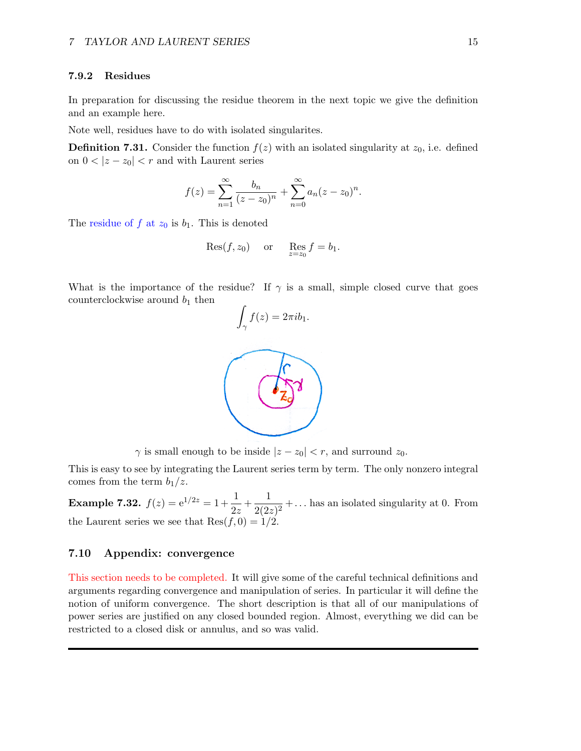### 7.9.2 Residues

In preparation for discussing the residue theorem in the next topic we give the definition and an example here.

Note well, residues have to do with isolated singularites.

**Definition 7.31.** Consider the function $f(z)$ with an isolated singularity at $z_0$, i.e. defined on $0 < |z - z_0| < r$ and with Laurent series

$$f(z) = \sum_{n=1}^{\infty} \frac{b_n}{(z - z_0)^n} + \sum_{n=0}^{\infty} a_n (z - z_0)^n.$$

The residue of $f$ at $z_0$ is $b_1$. This is denoted

$$\text{Res}(f, z_0) \quad \text{or} \quad \underset{z=z_0}{\text{Res}}\, f = b_1.$$

What is the importance of the residue? If $\gamma$ is a small, simple closed curve that goes counterclockwise around $b_1$ then

$$\int_\gamma f(z) = 2\pi i b_1.$$

$\gamma$ is small enough to be inside $|z - z_0| < r$, and surround $z_0$.

This is easy to see by integrating the Laurent series term by term. The only nonzero integral comes from the term $b_1/z$.

**Example 7.32.** $f(z) = \mathrm{e}^{1/2z} = 1 + \dfrac{1}{2z} + \dfrac{1}{2(2z)^2} + \ldots$ has an isolated singularity at 0. From the Laurent series we see that $\text{Res}(f, 0) = 1/2$.

## 7.10 Appendix: convergence

This section needs to be completed. It will give some of the careful technical definitions and arguments regarding convergence and manipulation of series. In particular it will define the notion of uniform convergence. The short description is that all of our manipulations of power series are justified on any closed bounded region. Almost, everything we did can be restricted to a closed disk or annulus, and so was valid.